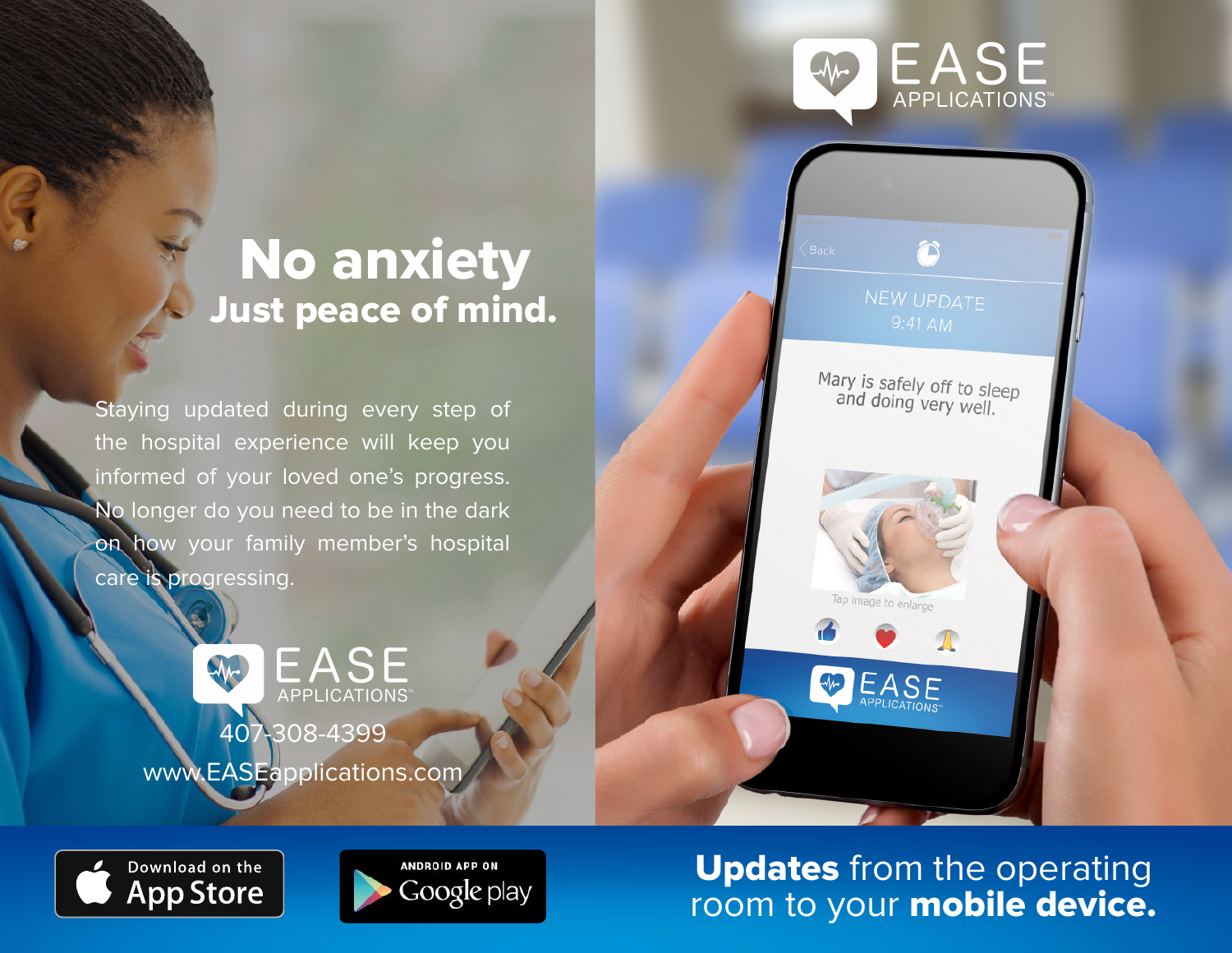# No anxiety
## Just peace of mind.

Staying updated during every step of the hospital experience will keep you informed of your loved one's progress. No longer do you need to be in the dark on how your family member's hospital care is progressing.

EASE APPLICATIONS™

407-308-4399

www.EASEapplications.com

EASE APPLICATIONS™

Back

NEW UPDATE
9:41 AM

Mary is safely off to sleep and doing very well.

Tap image to enlarge

EASE APPLICATIONS™

Download on the App Store

ANDROID APP ON Google play

**Updates** from the operating room to your **mobile device.**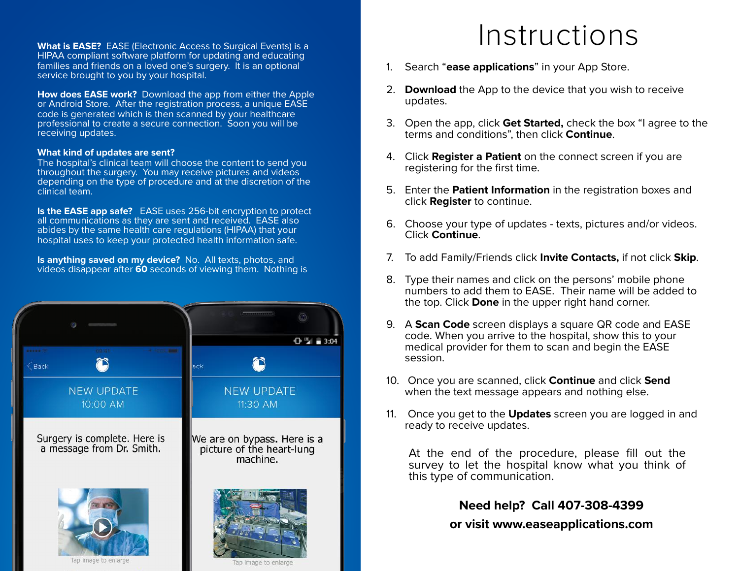**What is EASE?** EASE (Electronic Access to Surgical Events) is a HIPAA compliant software platform for updating and educating families and friends on a loved one's surgery. It is an optional service brought to you by your hospital.

**How does EASE work?** Download the app from either the Apple or Android Store. After the registration process, a unique EASE code is generated which is then scanned by your healthcare professional to create a secure connection. Soon you will be receiving updates.

**What kind of updates are sent?**
The hospital's clinical team will choose the content to send you throughout the surgery. You may receive pictures and videos depending on the type of procedure and at the discretion of the clinical team.

**Is the EASE app safe?** EASE uses 256-bit encryption to protect all communications as they are sent and received. EASE also abides by the same health care regulations (HIPAA) that your hospital uses to keep your protected health information safe.

**Is anything saved on my device?** No. All texts, photos, and videos disappear after **60** seconds of viewing them. Nothing is

Back

NEW UPDATE
10:00 AM

Surgery is complete. Here is a message from Dr. Smith.

Tap image to enlarge

3:04

ack

NEW UPDATE
11:30 AM

We are on bypass. Here is a picture of the heart-lung machine.

Tap image to enlarge

# Instructions

1. Search "**ease applications**" in your App Store.
2. **Download** the App to the device that you wish to receive updates.
3. Open the app, click **Get Started,** check the box "I agree to the terms and conditions", then click **Continue**.
4. Click **Register a Patient** on the connect screen if you are registering for the first time.
5. Enter the **Patient Information** in the registration boxes and click **Register** to continue.
6. Choose your type of updates - texts, pictures and/or videos. Click **Continue**.
7. To add Family/Friends click **Invite Contacts,** if not click **Skip**.
8. Type their names and click on the persons' mobile phone numbers to add them to EASE. Their name will be added to the top. Click **Done** in the upper right hand corner.
9. A **Scan Code** screen displays a square QR code and EASE code. When you arrive to the hospital, show this to your medical provider for them to scan and begin the EASE session.
10. Once you are scanned, click **Continue** and click **Send** when the text message appears and nothing else.
11. Once you get to the **Updates** screen you are logged in and ready to receive updates.

At the end of the procedure, please fill out the survey to let the hospital know what you think of this type of communication.

**Need help? Call 407-308-4399**

**or visit www.easeapplications.com**